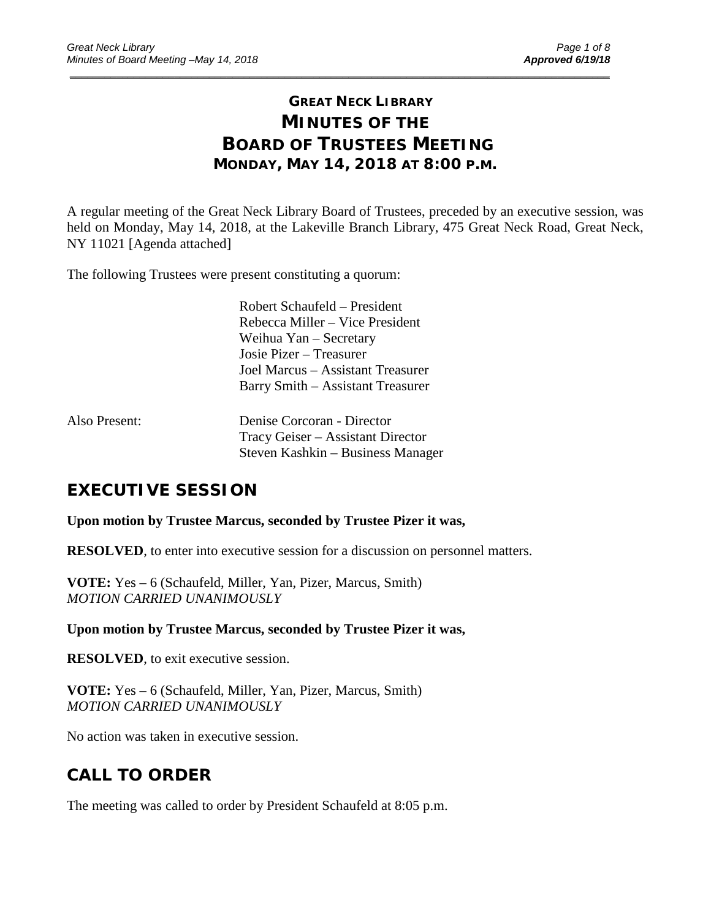# GREAT NECK LIBRARY
# MINUTES OF THE BOARD OF TRUSTEES MEETING
### MONDAY, MAY 14, 2018 AT 8:00 P.M.

A regular meeting of the Great Neck Library Board of Trustees, preceded by an executive session, was held on Monday, May 14, 2018, at the Lakeville Branch Library, 475 Great Neck Road, Great Neck, NY 11021 [Agenda attached]

The following Trustees were present constituting a quorum:

Robert Schaufeld – President
Rebecca Miller – Vice President
Weihua Yan – Secretary
Josie Pizer – Treasurer
Joel Marcus – Assistant Treasurer
Barry Smith – Assistant Treasurer

Also Present:

Denise Corcoran - Director
Tracy Geiser – Assistant Director
Steven Kashkin – Business Manager

## EXECUTIVE SESSION

**Upon motion by Trustee Marcus, seconded by Trustee Pizer it was,**

**RESOLVED**, to enter into executive session for a discussion on personnel matters.

**VOTE:** Yes – 6 (Schaufeld, Miller, Yan, Pizer, Marcus, Smith)
*MOTION CARRIED UNANIMOUSLY*

**Upon motion by Trustee Marcus, seconded by Trustee Pizer it was,**

**RESOLVED**, to exit executive session.

**VOTE:** Yes – 6 (Schaufeld, Miller, Yan, Pizer, Marcus, Smith)
*MOTION CARRIED UNANIMOUSLY*

No action was taken in executive session.

## CALL TO ORDER

The meeting was called to order by President Schaufeld at 8:05 p.m.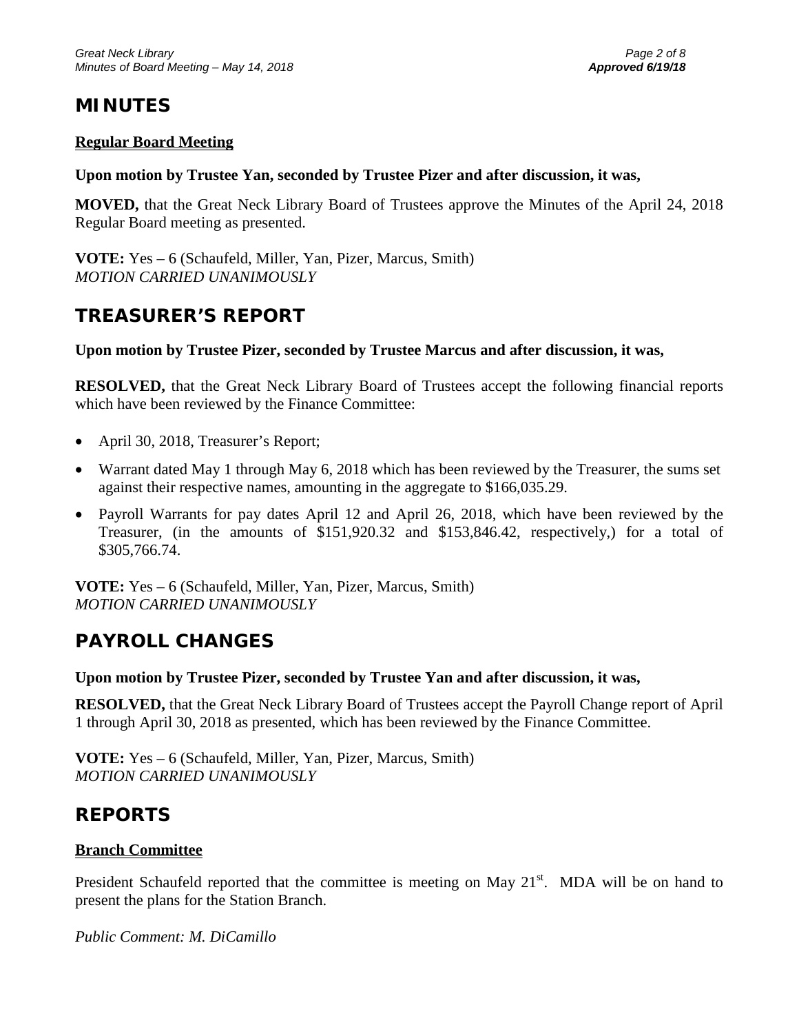# MINUTES

**Regular Board Meeting**

**Upon motion by Trustee Yan, seconded by Trustee Pizer and after discussion, it was,**

**MOVED,** that the Great Neck Library Board of Trustees approve the Minutes of the April 24, 2018 Regular Board meeting as presented.

**VOTE:** Yes – 6 (Schaufeld, Miller, Yan, Pizer, Marcus, Smith)
*MOTION CARRIED UNANIMOUSLY*

# TREASURER'S REPORT

**Upon motion by Trustee Pizer, seconded by Trustee Marcus and after discussion, it was,**

**RESOLVED,** that the Great Neck Library Board of Trustees accept the following financial reports which have been reviewed by the Finance Committee:

- April 30, 2018, Treasurer's Report;
- Warrant dated May 1 through May 6, 2018 which has been reviewed by the Treasurer, the sums set against their respective names, amounting in the aggregate to $166,035.29.
- Payroll Warrants for pay dates April 12 and April 26, 2018, which have been reviewed by the Treasurer, (in the amounts of $151,920.32 and $153,846.42, respectively,) for a total of $305,766.74.

**VOTE:** Yes – 6 (Schaufeld, Miller, Yan, Pizer, Marcus, Smith)
*MOTION CARRIED UNANIMOUSLY*

# PAYROLL CHANGES

**Upon motion by Trustee Pizer, seconded by Trustee Yan and after discussion, it was,**

**RESOLVED,** that the Great Neck Library Board of Trustees accept the Payroll Change report of April 1 through April 30, 2018 as presented, which has been reviewed by the Finance Committee.

**VOTE:** Yes – 6 (Schaufeld, Miller, Yan, Pizer, Marcus, Smith)
*MOTION CARRIED UNANIMOUSLY*

# REPORTS

**Branch Committee**

President Schaufeld reported that the committee is meeting on May 21st. MDA will be on hand to present the plans for the Station Branch.

*Public Comment: M. DiCamillo*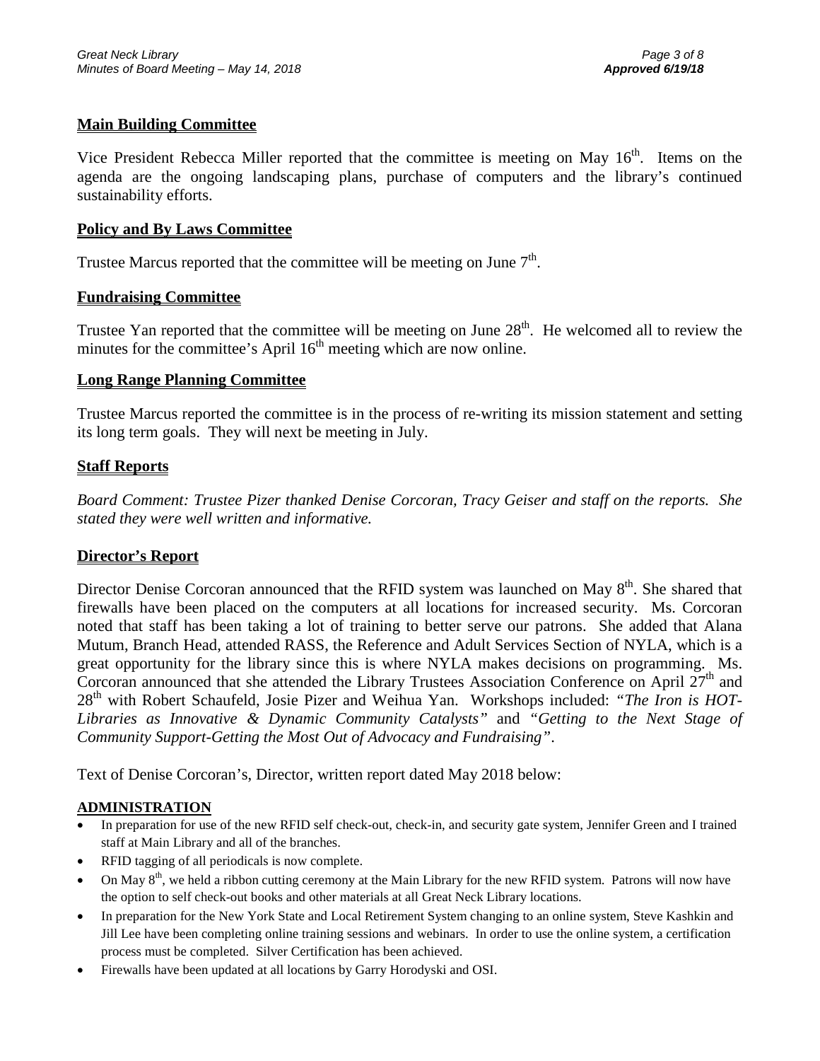## Main Building Committee

Vice President Rebecca Miller reported that the committee is meeting on May 16th. Items on the agenda are the ongoing landscaping plans, purchase of computers and the library's continued sustainability efforts.

## Policy and By Laws Committee

Trustee Marcus reported that the committee will be meeting on June 7th.

## Fundraising Committee

Trustee Yan reported that the committee will be meeting on June 28th. He welcomed all to review the minutes for the committee's April 16th meeting which are now online.

## Long Range Planning Committee

Trustee Marcus reported the committee is in the process of re-writing its mission statement and setting its long term goals. They will next be meeting in July.

## Staff Reports

*Board Comment: Trustee Pizer thanked Denise Corcoran, Tracy Geiser and staff on the reports. She stated they were well written and informative.*

## Director's Report

Director Denise Corcoran announced that the RFID system was launched on May 8th. She shared that firewalls have been placed on the computers at all locations for increased security. Ms. Corcoran noted that staff has been taking a lot of training to better serve our patrons. She added that Alana Mutum, Branch Head, attended RASS, the Reference and Adult Services Section of NYLA, which is a great opportunity for the library since this is where NYLA makes decisions on programming. Ms. Corcoran announced that she attended the Library Trustees Association Conference on April 27th and 28th with Robert Schaufeld, Josie Pizer and Weihua Yan. Workshops included: "*The Iron is HOT-Libraries as Innovative & Dynamic Community Catalysts*" and "*Getting to the Next Stage of Community Support-Getting the Most Out of Advocacy and Fundraising*".

Text of Denise Corcoran's, Director, written report dated May 2018 below:

### ADMINISTRATION

- In preparation for use of the new RFID self check-out, check-in, and security gate system, Jennifer Green and I trained staff at Main Library and all of the branches.
- RFID tagging of all periodicals is now complete.
- On May 8th, we held a ribbon cutting ceremony at the Main Library for the new RFID system. Patrons will now have the option to self check-out books and other materials at all Great Neck Library locations.
- In preparation for the New York State and Local Retirement System changing to an online system, Steve Kashkin and Jill Lee have been completing online training sessions and webinars. In order to use the online system, a certification process must be completed. Silver Certification has been achieved.
- Firewalls have been updated at all locations by Garry Horodyski and OSI.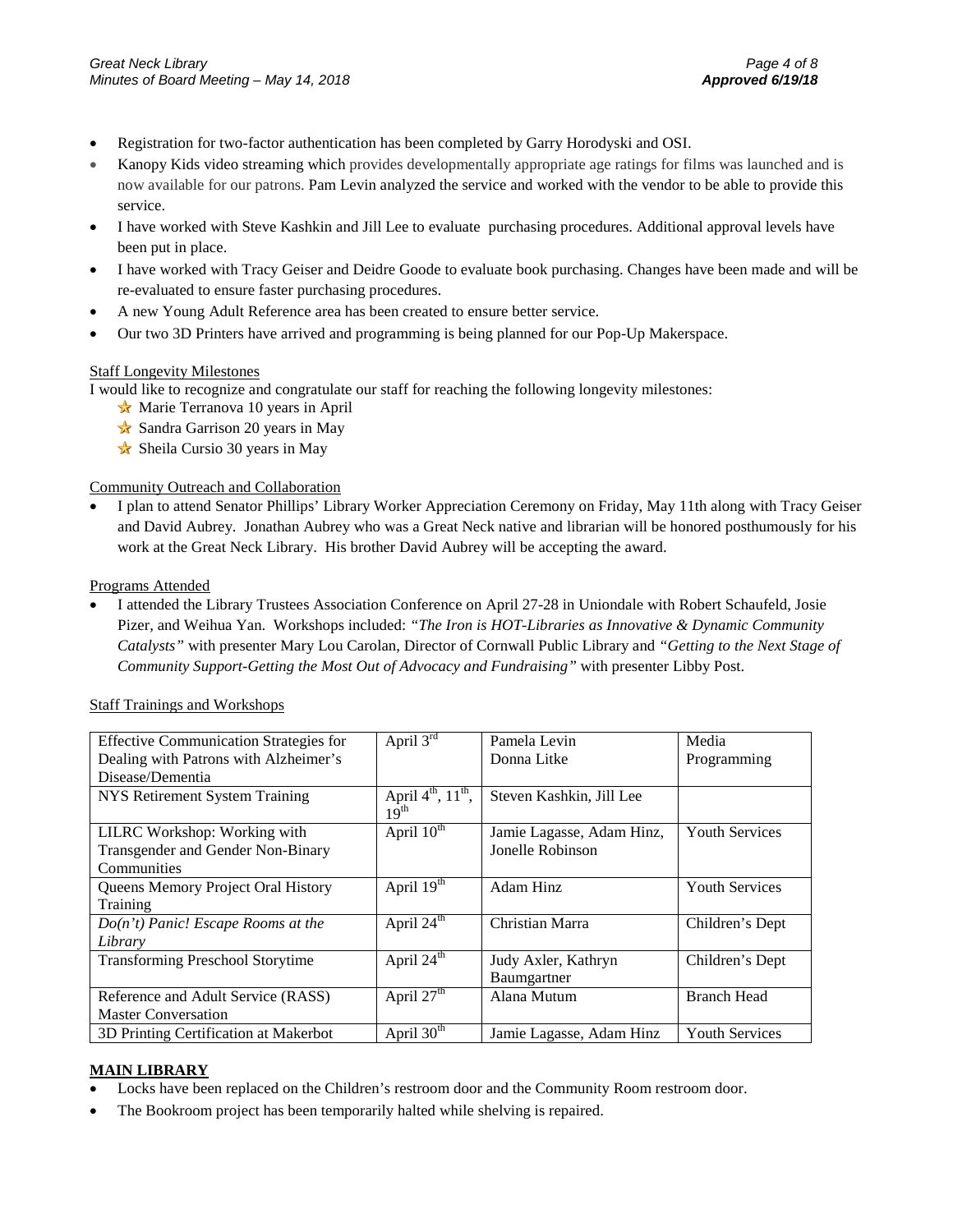- Registration for two-factor authentication has been completed by Garry Horodyski and OSI.
- Kanopy Kids video streaming which provides developmentally appropriate age ratings for films was launched and is now available for our patrons. Pam Levin analyzed the service and worked with the vendor to be able to provide this service.
- I have worked with Steve Kashkin and Jill Lee to evaluate purchasing procedures. Additional approval levels have been put in place.
- I have worked with Tracy Geiser and Deidre Goode to evaluate book purchasing. Changes have been made and will be re-evaluated to ensure faster purchasing procedures.
- A new Young Adult Reference area has been created to ensure better service.
- Our two 3D Printers have arrived and programming is being planned for our Pop-Up Makerspace.

Staff Longevity Milestones

I would like to recognize and congratulate our staff for reaching the following longevity milestones:

- ☆ Marie Terranova 10 years in April
- ☆ Sandra Garrison 20 years in May
- ☆ Sheila Cursio 30 years in May

Community Outreach and Collaboration

- I plan to attend Senator Phillips' Library Worker Appreciation Ceremony on Friday, May 11th along with Tracy Geiser and David Aubrey. Jonathan Aubrey who was a Great Neck native and librarian will be honored posthumously for his work at the Great Neck Library. His brother David Aubrey will be accepting the award.

Programs Attended

- I attended the Library Trustees Association Conference on April 27-28 in Uniondale with Robert Schaufeld, Josie Pizer, and Weihua Yan. Workshops included: *"The Iron is HOT-Libraries as Innovative & Dynamic Community Catalysts"* with presenter Mary Lou Carolan, Director of Cornwall Public Library and *"Getting to the Next Stage of Community Support-Getting the Most Out of Advocacy and Fundraising"* with presenter Libby Post.

Staff Trainings and Workshops

| | | | |
|---|---|---|---|
| Effective Communication Strategies for Dealing with Patrons with Alzheimer's Disease/Dementia | April 3rd | Pamela Levin<br>Donna Litke | Media<br>Programming |
| NYS Retirement System Training | April 4th, 11th, 19th | Steven Kashkin, Jill Lee | |
| LILRC Workshop: Working with Transgender and Gender Non-Binary Communities | April 10th | Jamie Lagasse, Adam Hinz, Jonelle Robinson | Youth Services |
| Queens Memory Project Oral History Training | April 19th | Adam Hinz | Youth Services |
| *Do(n't) Panic! Escape Rooms at the Library* | April 24th | Christian Marra | Children's Dept |
| Transforming Preschool Storytime | April 24th | Judy Axler, Kathryn Baumgartner | Children's Dept |
| Reference and Adult Service (RASS) Master Conversation | April 27th | Alana Mutum | Branch Head |
| 3D Printing Certification at Makerbot | April 30th | Jamie Lagasse, Adam Hinz | Youth Services |

**MAIN LIBRARY**

- Locks have been replaced on the Children's restroom door and the Community Room restroom door.
- The Bookroom project has been temporarily halted while shelving is repaired.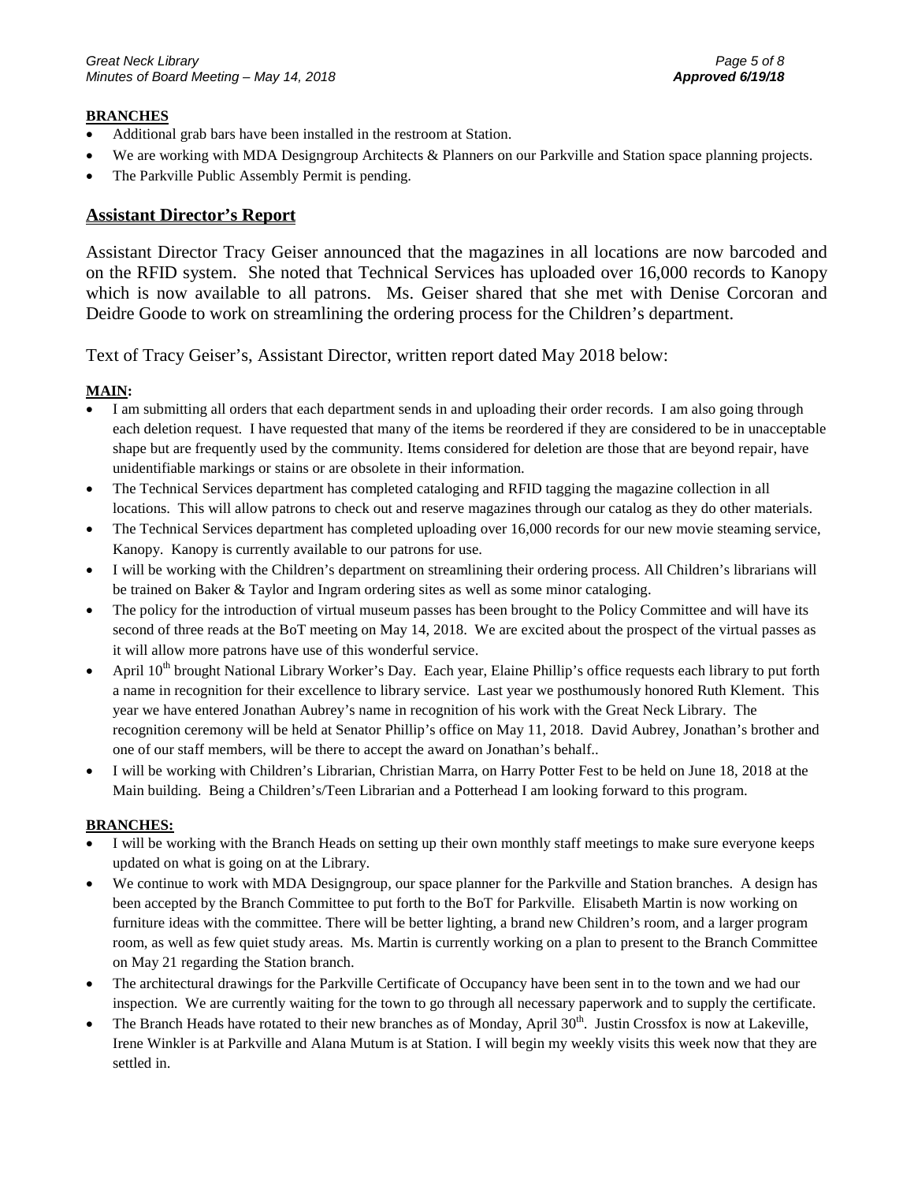**BRANCHES**

- Additional grab bars have been installed in the restroom at Station.
- We are working with MDA Designgroup Architects & Planners on our Parkville and Station space planning projects.
- The Parkville Public Assembly Permit is pending.

## Assistant Director's Report

Assistant Director Tracy Geiser announced that the magazines in all locations are now barcoded and on the RFID system. She noted that Technical Services has uploaded over 16,000 records to Kanopy which is now available to all patrons. Ms. Geiser shared that she met with Denise Corcoran and Deidre Goode to work on streamlining the ordering process for the Children's department.

Text of Tracy Geiser's, Assistant Director, written report dated May 2018 below:

**MAIN:**

- I am submitting all orders that each department sends in and uploading their order records. I am also going through each deletion request. I have requested that many of the items be reordered if they are considered to be in unacceptable shape but are frequently used by the community. Items considered for deletion are those that are beyond repair, have unidentifiable markings or stains or are obsolete in their information.
- The Technical Services department has completed cataloging and RFID tagging the magazine collection in all locations. This will allow patrons to check out and reserve magazines through our catalog as they do other materials.
- The Technical Services department has completed uploading over 16,000 records for our new movie steaming service, Kanopy. Kanopy is currently available to our patrons for use.
- I will be working with the Children's department on streamlining their ordering process. All Children's librarians will be trained on Baker & Taylor and Ingram ordering sites as well as some minor cataloging.
- The policy for the introduction of virtual museum passes has been brought to the Policy Committee and will have its second of three reads at the BoT meeting on May 14, 2018. We are excited about the prospect of the virtual passes as it will allow more patrons have use of this wonderful service.
- April 10th brought National Library Worker's Day. Each year, Elaine Phillip's office requests each library to put forth a name in recognition for their excellence to library service. Last year we posthumously honored Ruth Klement. This year we have entered Jonathan Aubrey's name in recognition of his work with the Great Neck Library. The recognition ceremony will be held at Senator Phillip's office on May 11, 2018. David Aubrey, Jonathan's brother and one of our staff members, will be there to accept the award on Jonathan's behalf..
- I will be working with Children's Librarian, Christian Marra, on Harry Potter Fest to be held on June 18, 2018 at the Main building. Being a Children's/Teen Librarian and a Potterhead I am looking forward to this program.

**BRANCHES:**

- I will be working with the Branch Heads on setting up their own monthly staff meetings to make sure everyone keeps updated on what is going on at the Library.
- We continue to work with MDA Designgroup, our space planner for the Parkville and Station branches. A design has been accepted by the Branch Committee to put forth to the BoT for Parkville. Elisabeth Martin is now working on furniture ideas with the committee. There will be better lighting, a brand new Children's room, and a larger program room, as well as few quiet study areas. Ms. Martin is currently working on a plan to present to the Branch Committee on May 21 regarding the Station branch.
- The architectural drawings for the Parkville Certificate of Occupancy have been sent in to the town and we had our inspection. We are currently waiting for the town to go through all necessary paperwork and to supply the certificate.
- The Branch Heads have rotated to their new branches as of Monday, April 30th. Justin Crossfox is now at Lakeville, Irene Winkler is at Parkville and Alana Mutum is at Station. I will begin my weekly visits this week now that they are settled in.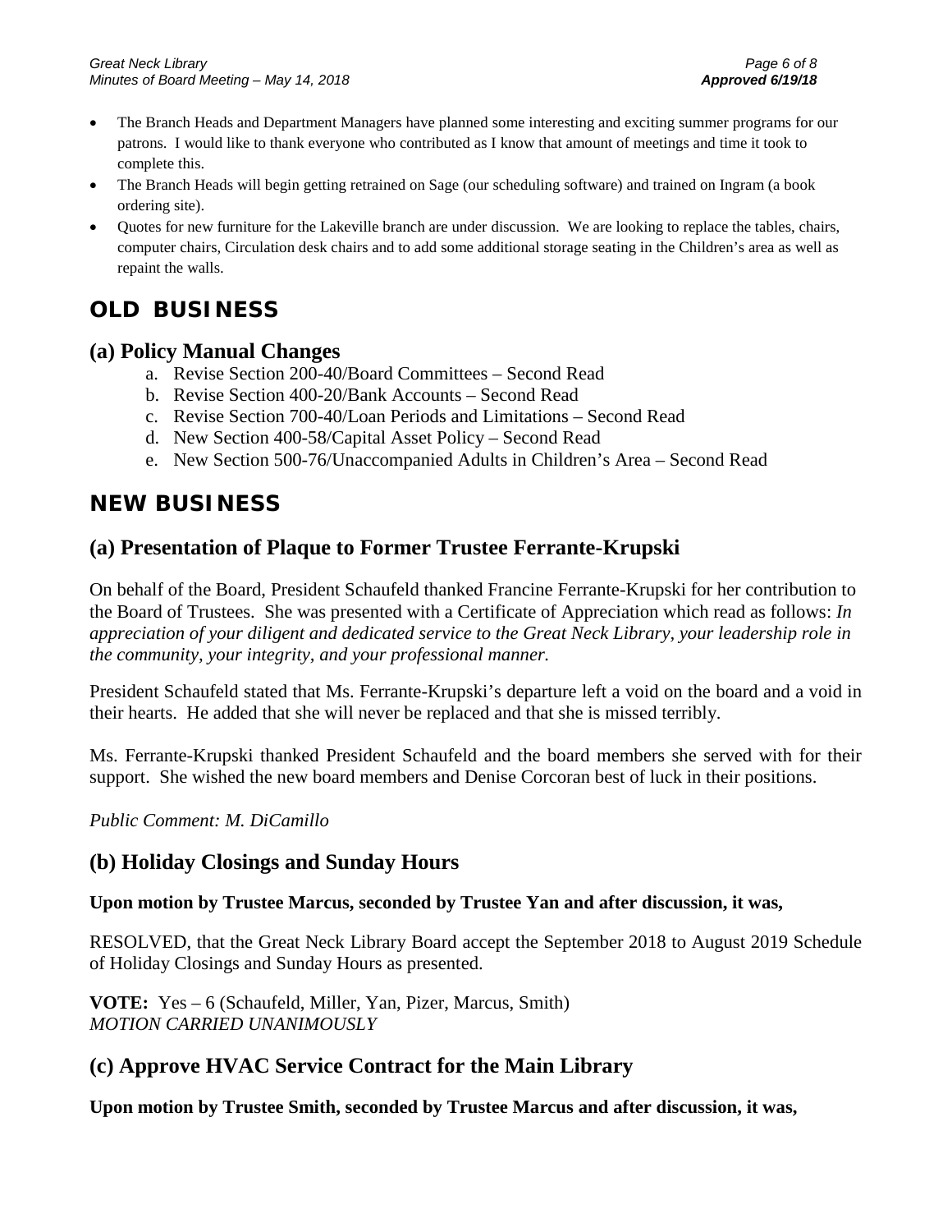- The Branch Heads and Department Managers have planned some interesting and exciting summer programs for our patrons. I would like to thank everyone who contributed as I know that amount of meetings and time it took to complete this.
- The Branch Heads will begin getting retrained on Sage (our scheduling software) and trained on Ingram (a book ordering site).
- Quotes for new furniture for the Lakeville branch are under discussion. We are looking to replace the tables, chairs, computer chairs, Circulation desk chairs and to add some additional storage seating in the Children's area as well as repaint the walls.

# OLD BUSINESS

## (a) Policy Manual Changes

a. Revise Section 200-40/Board Committees – Second Read
b. Revise Section 400-20/Bank Accounts – Second Read
c. Revise Section 700-40/Loan Periods and Limitations – Second Read
d. New Section 400-58/Capital Asset Policy – Second Read
e. New Section 500-76/Unaccompanied Adults in Children's Area – Second Read

# NEW BUSINESS

## (a) Presentation of Plaque to Former Trustee Ferrante-Krupski

On behalf of the Board, President Schaufeld thanked Francine Ferrante-Krupski for her contribution to the Board of Trustees. She was presented with a Certificate of Appreciation which read as follows: *In appreciation of your diligent and dedicated service to the Great Neck Library, your leadership role in the community, your integrity, and your professional manner.*

President Schaufeld stated that Ms. Ferrante-Krupski's departure left a void on the board and a void in their hearts. He added that she will never be replaced and that she is missed terribly.

Ms. Ferrante-Krupski thanked President Schaufeld and the board members she served with for their support. She wished the new board members and Denise Corcoran best of luck in their positions.

*Public Comment: M. DiCamillo*

## (b) Holiday Closings and Sunday Hours

**Upon motion by Trustee Marcus, seconded by Trustee Yan and after discussion, it was,**

RESOLVED, that the Great Neck Library Board accept the September 2018 to August 2019 Schedule of Holiday Closings and Sunday Hours as presented.

**VOTE:** Yes – 6 (Schaufeld, Miller, Yan, Pizer, Marcus, Smith)
*MOTION CARRIED UNANIMOUSLY*

## (c) Approve HVAC Service Contract for the Main Library

**Upon motion by Trustee Smith, seconded by Trustee Marcus and after discussion, it was,**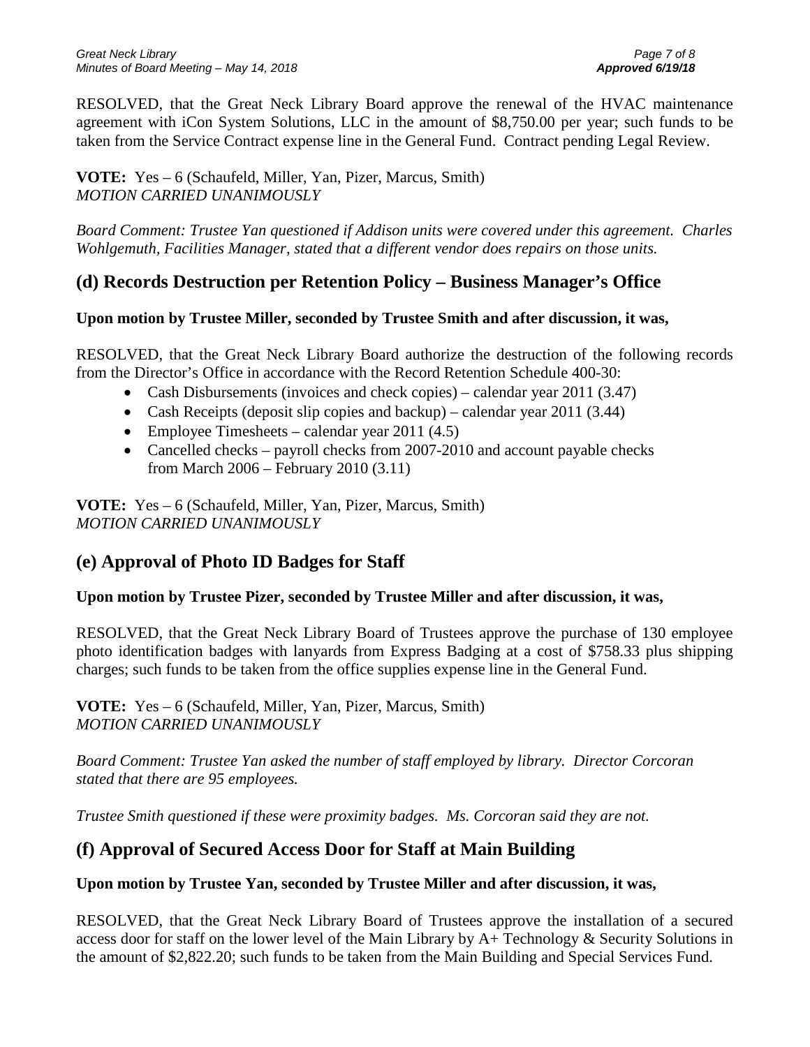RESOLVED, that the Great Neck Library Board approve the renewal of the HVAC maintenance agreement with iCon System Solutions, LLC in the amount of $8,750.00 per year; such funds to be taken from the Service Contract expense line in the General Fund. Contract pending Legal Review.

**VOTE:** Yes – 6 (Schaufeld, Miller, Yan, Pizer, Marcus, Smith)
*MOTION CARRIED UNANIMOUSLY*

*Board Comment: Trustee Yan questioned if Addison units were covered under this agreement. Charles Wohlgemuth, Facilities Manager, stated that a different vendor does repairs on those units.*

## (d) Records Destruction per Retention Policy – Business Manager's Office

**Upon motion by Trustee Miller, seconded by Trustee Smith and after discussion, it was,**

RESOLVED, that the Great Neck Library Board authorize the destruction of the following records from the Director's Office in accordance with the Record Retention Schedule 400-30:

- Cash Disbursements (invoices and check copies) – calendar year 2011 (3.47)
- Cash Receipts (deposit slip copies and backup) – calendar year 2011 (3.44)
- Employee Timesheets – calendar year 2011 (4.5)
- Cancelled checks – payroll checks from 2007-2010 and account payable checks from March 2006 – February 2010 (3.11)

**VOTE:** Yes – 6 (Schaufeld, Miller, Yan, Pizer, Marcus, Smith)
*MOTION CARRIED UNANIMOUSLY*

## (e) Approval of Photo ID Badges for Staff

**Upon motion by Trustee Pizer, seconded by Trustee Miller and after discussion, it was,**

RESOLVED, that the Great Neck Library Board of Trustees approve the purchase of 130 employee photo identification badges with lanyards from Express Badging at a cost of $758.33 plus shipping charges; such funds to be taken from the office supplies expense line in the General Fund.

**VOTE:** Yes – 6 (Schaufeld, Miller, Yan, Pizer, Marcus, Smith)
*MOTION CARRIED UNANIMOUSLY*

*Board Comment: Trustee Yan asked the number of staff employed by library. Director Corcoran stated that there are 95 employees.*

*Trustee Smith questioned if these were proximity badges. Ms. Corcoran said they are not.*

## (f) Approval of Secured Access Door for Staff at Main Building

**Upon motion by Trustee Yan, seconded by Trustee Miller and after discussion, it was,**

RESOLVED, that the Great Neck Library Board of Trustees approve the installation of a secured access door for staff on the lower level of the Main Library by A+ Technology & Security Solutions in the amount of $2,822.20; such funds to be taken from the Main Building and Special Services Fund.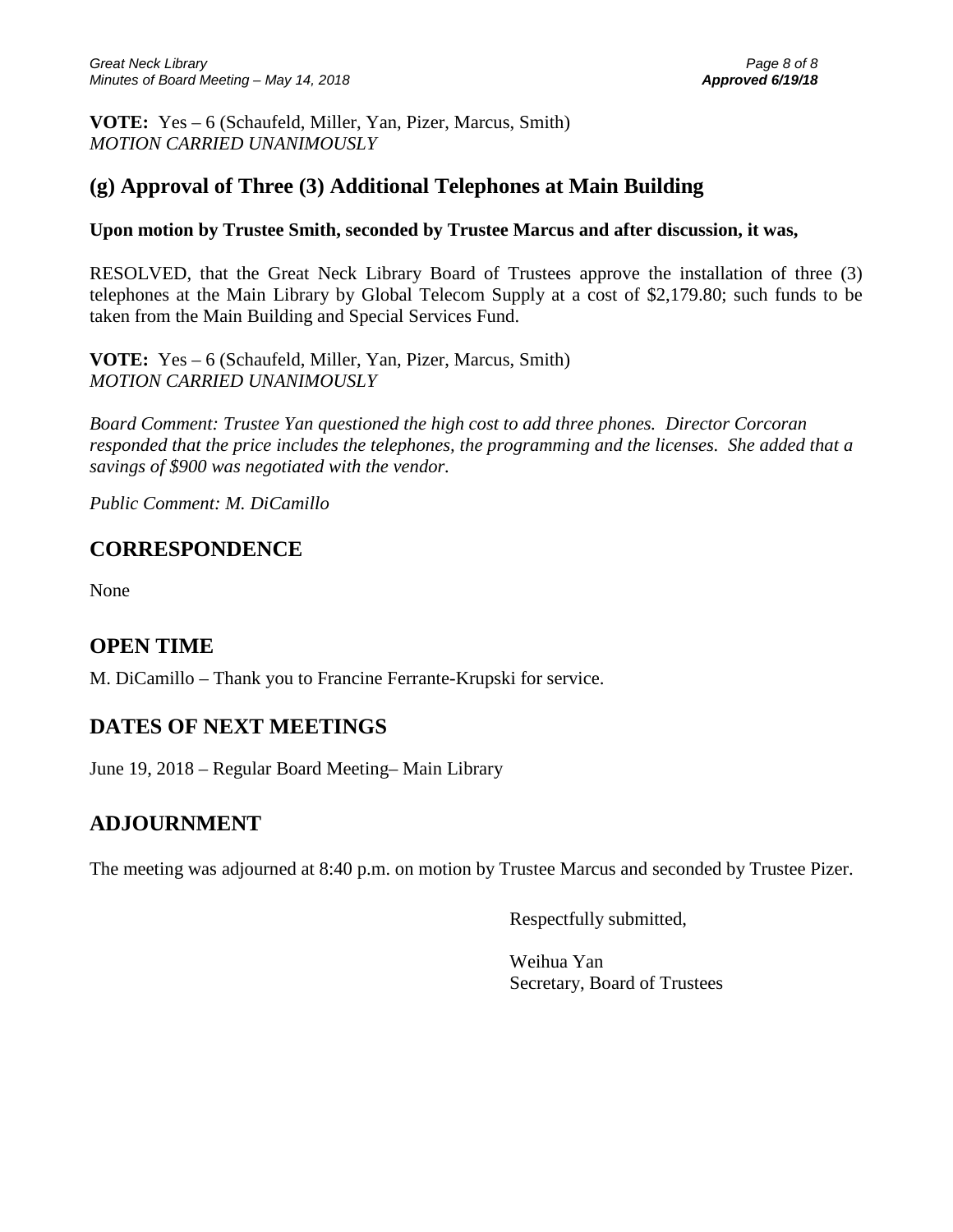**VOTE:** Yes – 6 (Schaufeld, Miller, Yan, Pizer, Marcus, Smith)
*MOTION CARRIED UNANIMOUSLY*

## (g) Approval of Three (3) Additional Telephones at Main Building

**Upon motion by Trustee Smith, seconded by Trustee Marcus and after discussion, it was,**

RESOLVED, that the Great Neck Library Board of Trustees approve the installation of three (3) telephones at the Main Library by Global Telecom Supply at a cost of $2,179.80; such funds to be taken from the Main Building and Special Services Fund.

**VOTE:** Yes – 6 (Schaufeld, Miller, Yan, Pizer, Marcus, Smith)
*MOTION CARRIED UNANIMOUSLY*

*Board Comment: Trustee Yan questioned the high cost to add three phones. Director Corcoran responded that the price includes the telephones, the programming and the licenses. She added that a savings of $900 was negotiated with the vendor.*

*Public Comment: M. DiCamillo*

## CORRESPONDENCE

None

## OPEN TIME

M. DiCamillo – Thank you to Francine Ferrante-Krupski for service.

## DATES OF NEXT MEETINGS

June 19, 2018 – Regular Board Meeting– Main Library

## ADJOURNMENT

The meeting was adjourned at 8:40 p.m. on motion by Trustee Marcus and seconded by Trustee Pizer.

Respectfully submitted,

Weihua Yan
Secretary, Board of Trustees